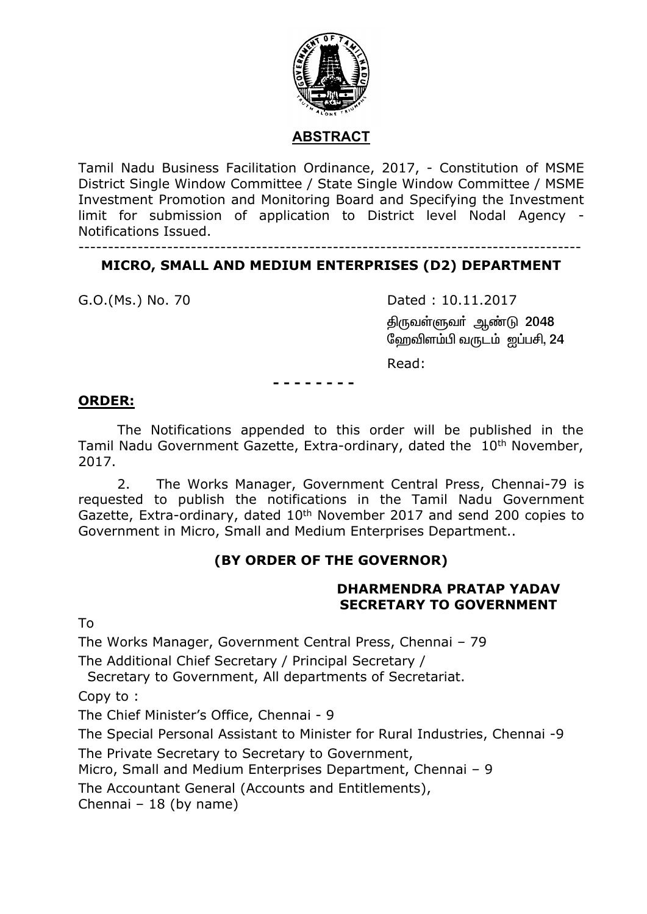## ABSTRACT

Tamil Nadu Business Facilitation Ordinance, 2017, - Constitution of MSME District Single Window Committee / State Single Window Committee / MSME Investment Promotion and Monitoring Board and Specifying the Investment limit for submission of application to District level Nodal Agency - Notifications Issued.

---

### MICRO, SMALL AND MEDIUM ENTERPRISES (D2) DEPARTMENT

G.O.(Ms.) No. 70 Dated : 10.11.2017

திருவள்ளுவர் ஆண்டு 2048
ஹேவிளம்பி வருடம் ஐப்பசி, 24

Read:

\- - - - - - - -

**ORDER:**

The Notifications appended to this order will be published in the Tamil Nadu Government Gazette, Extra-ordinary, dated the 10th November, 2017.

2. The Works Manager, Government Central Press, Chennai-79 is requested to publish the notifications in the Tamil Nadu Government Gazette, Extra-ordinary, dated 10th November 2017 and send 200 copies to Government in Micro, Small and Medium Enterprises Department..

**(BY ORDER OF THE GOVERNOR)**

**DHARMENDRA PRATAP YADAV**
**SECRETARY TO GOVERNMENT**

To

The Works Manager, Government Central Press, Chennai – 79

The Additional Chief Secretary / Principal Secretary / Secretary to Government, All departments of Secretariat.

Copy to :

The Chief Minister's Office, Chennai - 9

The Special Personal Assistant to Minister for Rural Industries, Chennai -9

The Private Secretary to Secretary to Government, Micro, Small and Medium Enterprises Department, Chennai – 9

The Accountant General (Accounts and Entitlements), Chennai – 18 (by name)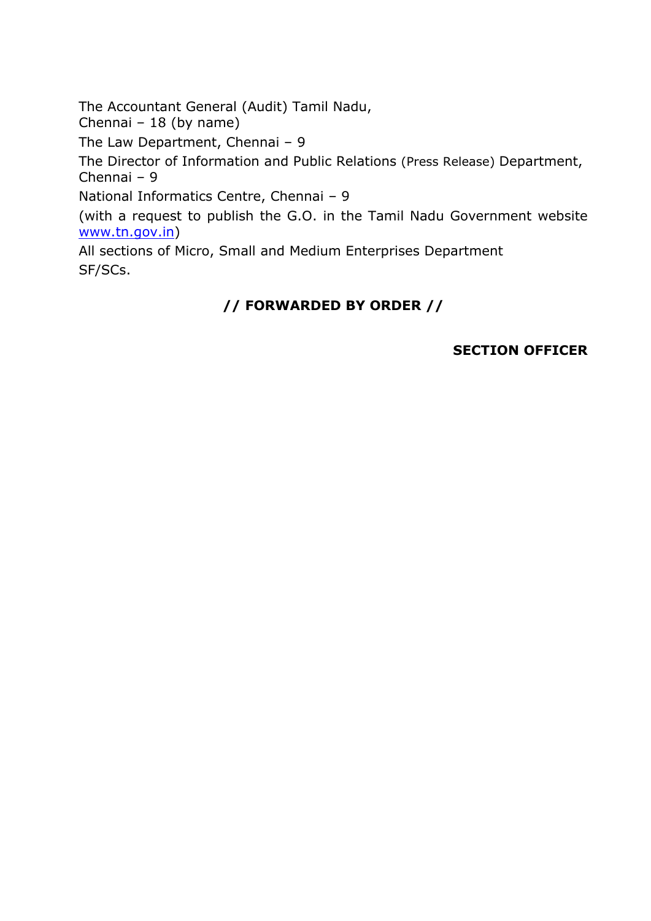The Accountant General (Audit) Tamil Nadu,
Chennai – 18 (by name)

The Law Department, Chennai – 9

The Director of Information and Public Relations (Press Release) Department, Chennai – 9

National Informatics Centre, Chennai – 9

(with a request to publish the G.O. in the Tamil Nadu Government website www.tn.gov.in)

All sections of Micro, Small and Medium Enterprises Department

SF/SCs.

**// FORWARDED BY ORDER //**

**SECTION OFFICER**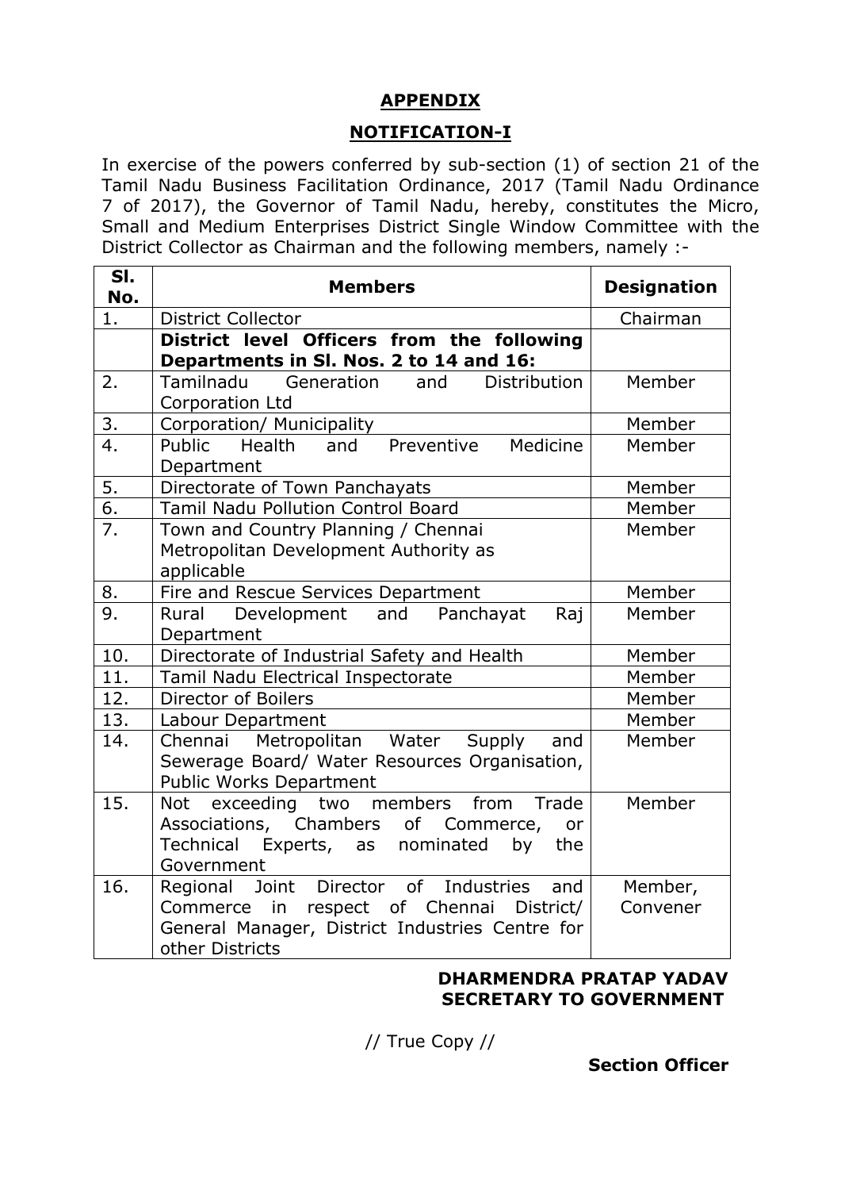## APPENDIX

## NOTIFICATION-I

In exercise of the powers conferred by sub-section (1) of section 21 of the Tamil Nadu Business Facilitation Ordinance, 2017 (Tamil Nadu Ordinance 7 of 2017), the Governor of Tamil Nadu, hereby, constitutes the Micro, Small and Medium Enterprises District Single Window Committee with the District Collector as Chairman and the following members, namely :-

| Sl. No. | Members | Designation |
|---|---|---|
| 1. | District Collector | Chairman |
| | **District level Officers from the following Departments in Sl. Nos. 2 to 14 and 16:** | |
| 2. | Tamilnadu Generation and Distribution Corporation Ltd | Member |
| 3. | Corporation/ Municipality | Member |
| 4. | Public Health and Preventive Medicine Department | Member |
| 5. | Directorate of Town Panchayats | Member |
| 6. | Tamil Nadu Pollution Control Board | Member |
| 7. | Town and Country Planning / Chennai Metropolitan Development Authority as applicable | Member |
| 8. | Fire and Rescue Services Department | Member |
| 9. | Rural Development and Panchayat Raj Department | Member |
| 10. | Directorate of Industrial Safety and Health | Member |
| 11. | Tamil Nadu Electrical Inspectorate | Member |
| 12. | Director of Boilers | Member |
| 13. | Labour Department | Member |
| 14. | Chennai Metropolitan Water Supply and Sewerage Board/ Water Resources Organisation, Public Works Department | Member |
| 15. | Not exceeding two members from Trade Associations, Chambers of Commerce, or Technical Experts, as nominated by the Government | Member |
| 16. | Regional Joint Director of Industries and Commerce in respect of Chennai District/ General Manager, District Industries Centre for other Districts | Member, Convener |

**DHARMENDRA PRATAP YADAV**
**SECRETARY TO GOVERNMENT**

// True Copy //

**Section Officer**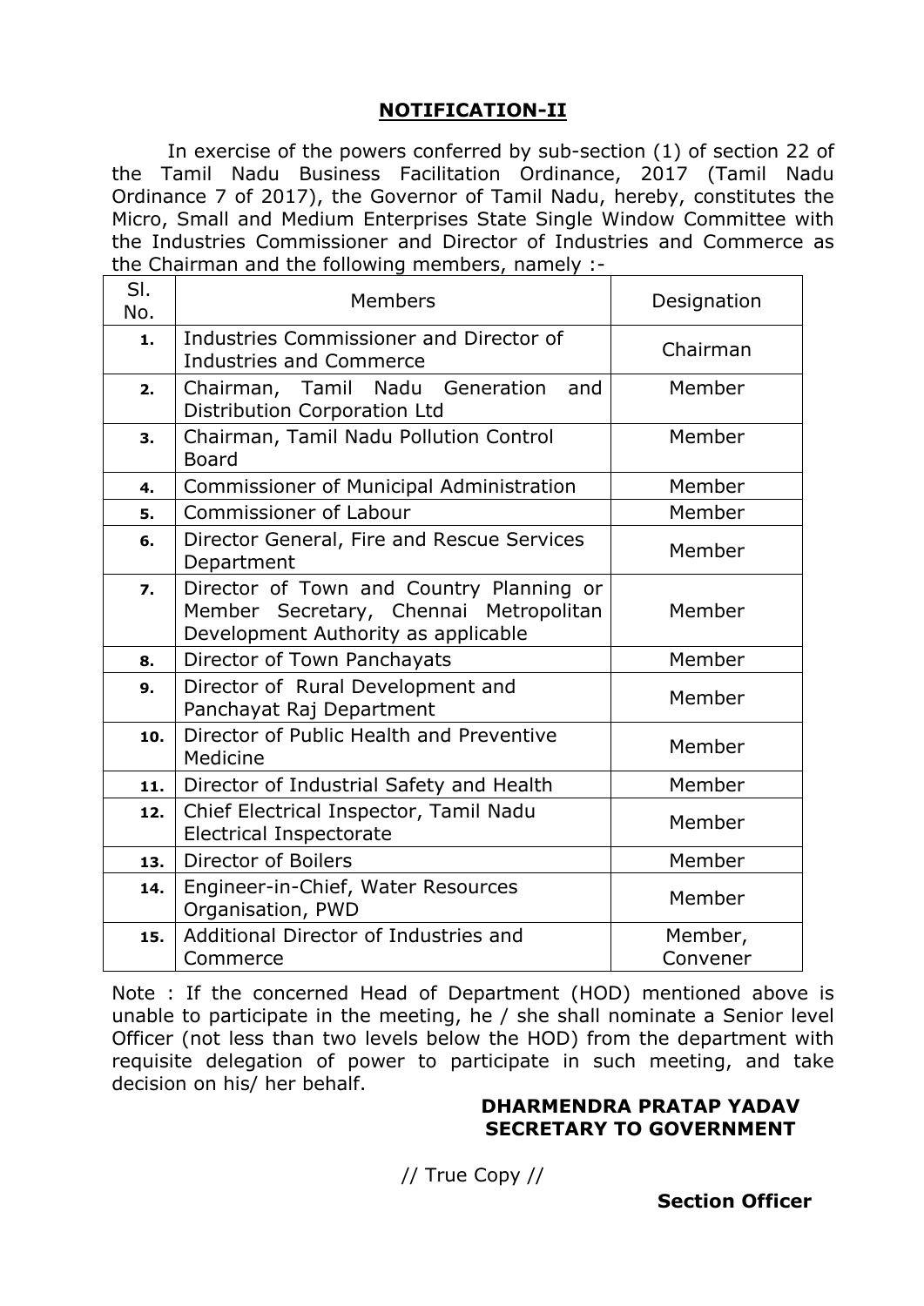## NOTIFICATION-II

In exercise of the powers conferred by sub-section (1) of section 22 of the Tamil Nadu Business Facilitation Ordinance, 2017 (Tamil Nadu Ordinance 7 of 2017), the Governor of Tamil Nadu, hereby, constitutes the Micro, Small and Medium Enterprises State Single Window Committee with the Industries Commissioner and Director of Industries and Commerce as the Chairman and the following members, namely :-

| Sl. No. | Members | Designation |
|---|---|---|
| 1. | Industries Commissioner and Director of Industries and Commerce | Chairman |
| 2. | Chairman, Tamil Nadu Generation and Distribution Corporation Ltd | Member |
| 3. | Chairman, Tamil Nadu Pollution Control Board | Member |
| 4. | Commissioner of Municipal Administration | Member |
| 5. | Commissioner of Labour | Member |
| 6. | Director General, Fire and Rescue Services Department | Member |
| 7. | Director of Town and Country Planning or Member Secretary, Chennai Metropolitan Development Authority as applicable | Member |
| 8. | Director of Town Panchayats | Member |
| 9. | Director of Rural Development and Panchayat Raj Department | Member |
| 10. | Director of Public Health and Preventive Medicine | Member |
| 11. | Director of Industrial Safety and Health | Member |
| 12. | Chief Electrical Inspector, Tamil Nadu Electrical Inspectorate | Member |
| 13. | Director of Boilers | Member |
| 14. | Engineer-in-Chief, Water Resources Organisation, PWD | Member |
| 15. | Additional Director of Industries and Commerce | Member, Convener |

Note : If the concerned Head of Department (HOD) mentioned above is unable to participate in the meeting, he / she shall nominate a Senior level Officer (not less than two levels below the HOD) from the department with requisite delegation of power to participate in such meeting, and take decision on his/ her behalf.

**DHARMENDRA PRATAP YADAV**
**SECRETARY TO GOVERNMENT**

// True Copy //

**Section Officer**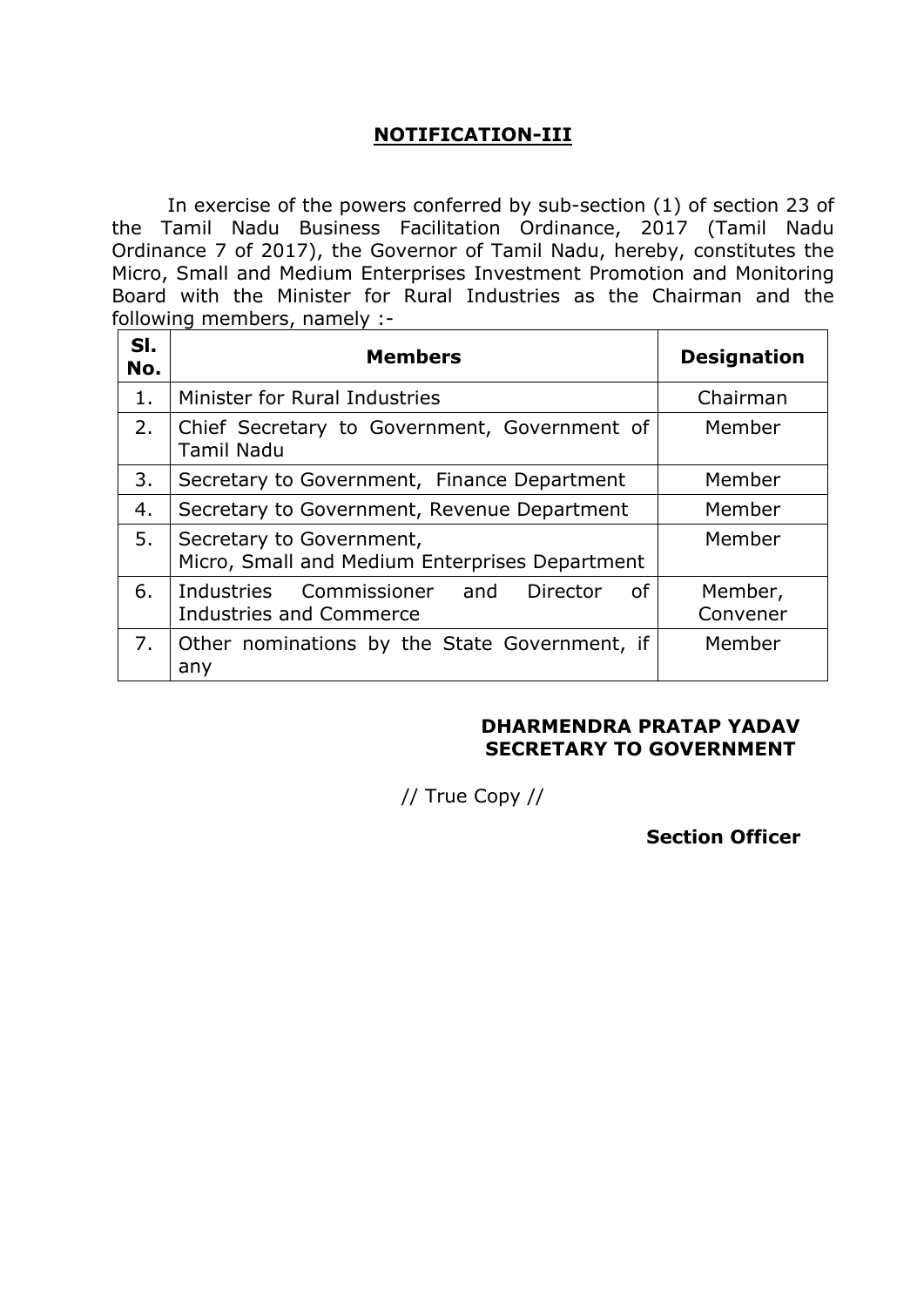## NOTIFICATION-III

In exercise of the powers conferred by sub-section (1) of section 23 of the Tamil Nadu Business Facilitation Ordinance, 2017 (Tamil Nadu Ordinance 7 of 2017), the Governor of Tamil Nadu, hereby, constitutes the Micro, Small and Medium Enterprises Investment Promotion and Monitoring Board with the Minister for Rural Industries as the Chairman and the following members, namely :-

| Sl. No. | Members | Designation |
|---|---|---|
| 1. | Minister for Rural Industries | Chairman |
| 2. | Chief Secretary to Government, Government of Tamil Nadu | Member |
| 3. | Secretary to Government, Finance Department | Member |
| 4. | Secretary to Government, Revenue Department | Member |
| 5. | Secretary to Government, Micro, Small and Medium Enterprises Department | Member |
| 6. | Industries Commissioner and Director of Industries and Commerce | Member, Convener |
| 7. | Other nominations by the State Government, if any | Member |

**DHARMENDRA PRATAP YADAV**
**SECRETARY TO GOVERNMENT**

// True Copy //

**Section Officer**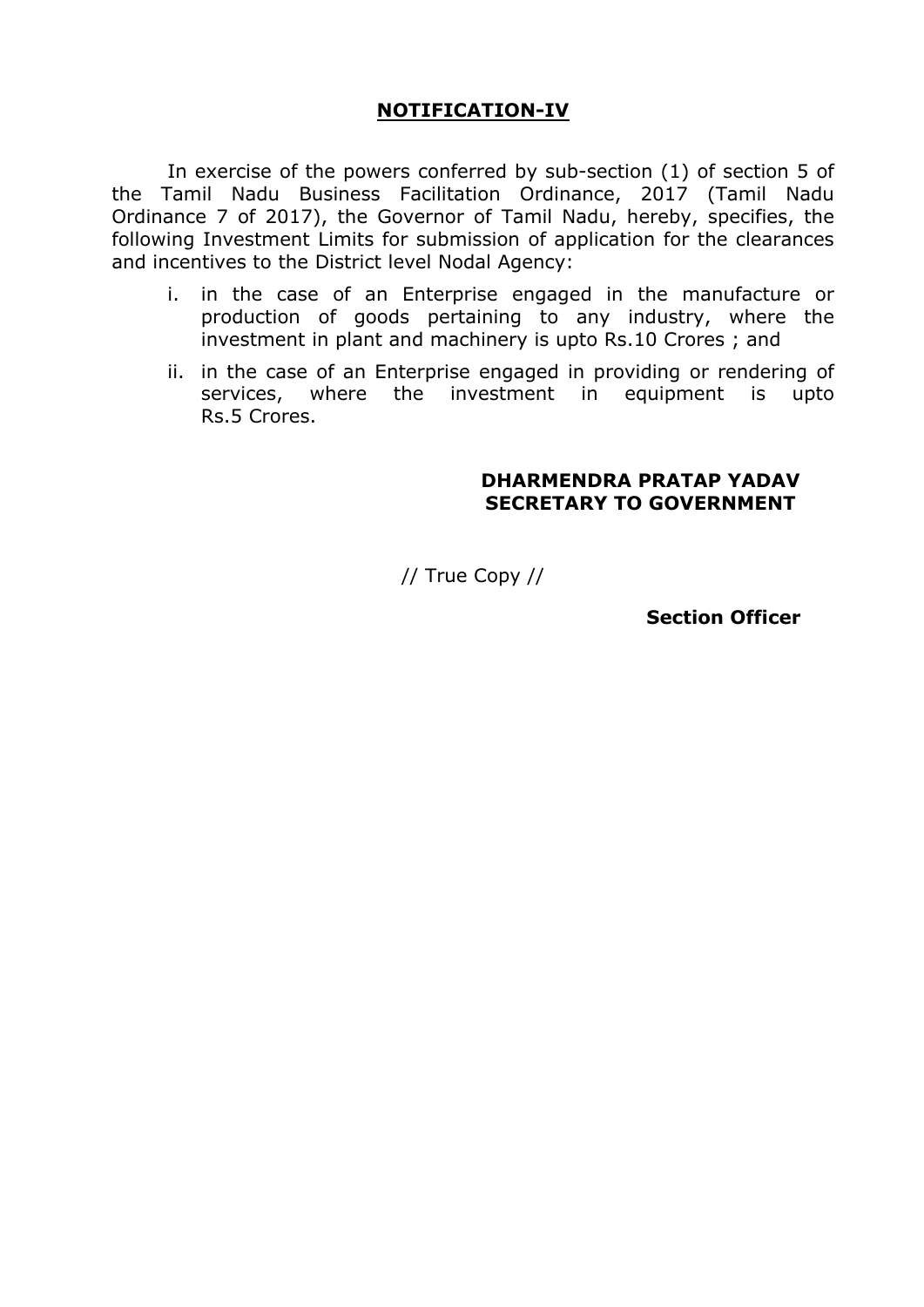## NOTIFICATION-IV

In exercise of the powers conferred by sub-section (1) of section 5 of the Tamil Nadu Business Facilitation Ordinance, 2017 (Tamil Nadu Ordinance 7 of 2017), the Governor of Tamil Nadu, hereby, specifies, the following Investment Limits for submission of application for the clearances and incentives to the District level Nodal Agency:

i. in the case of an Enterprise engaged in the manufacture or production of goods pertaining to any industry, where the investment in plant and machinery is upto Rs.10 Crores ; and

ii. in the case of an Enterprise engaged in providing or rendering of services, where the investment in equipment is upto Rs.5 Crores.

**DHARMENDRA PRATAP YADAV**
**SECRETARY TO GOVERNMENT**

// True Copy //

**Section Officer**